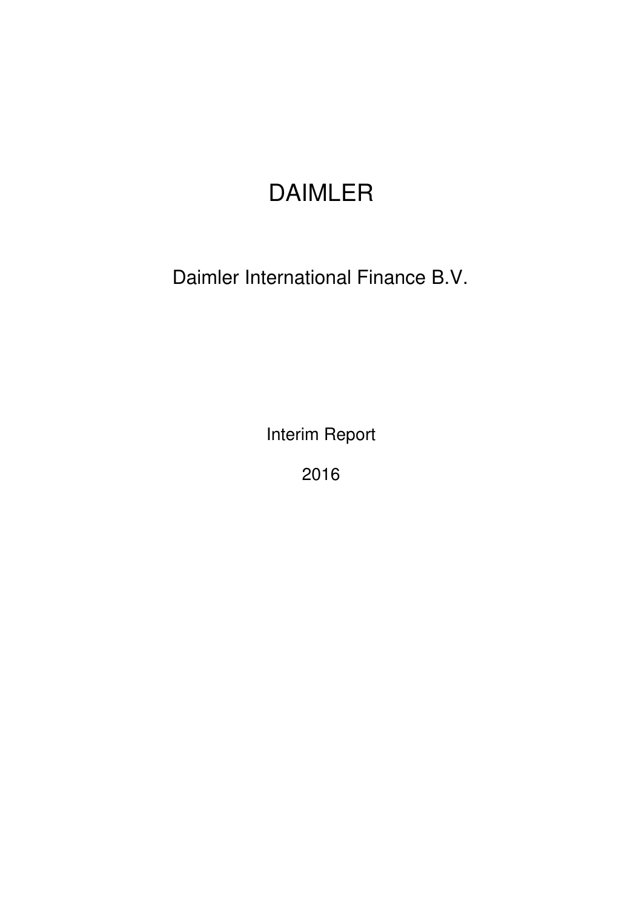# DAIMLER

## Daimler International Finance B.V.

Interim Report

2016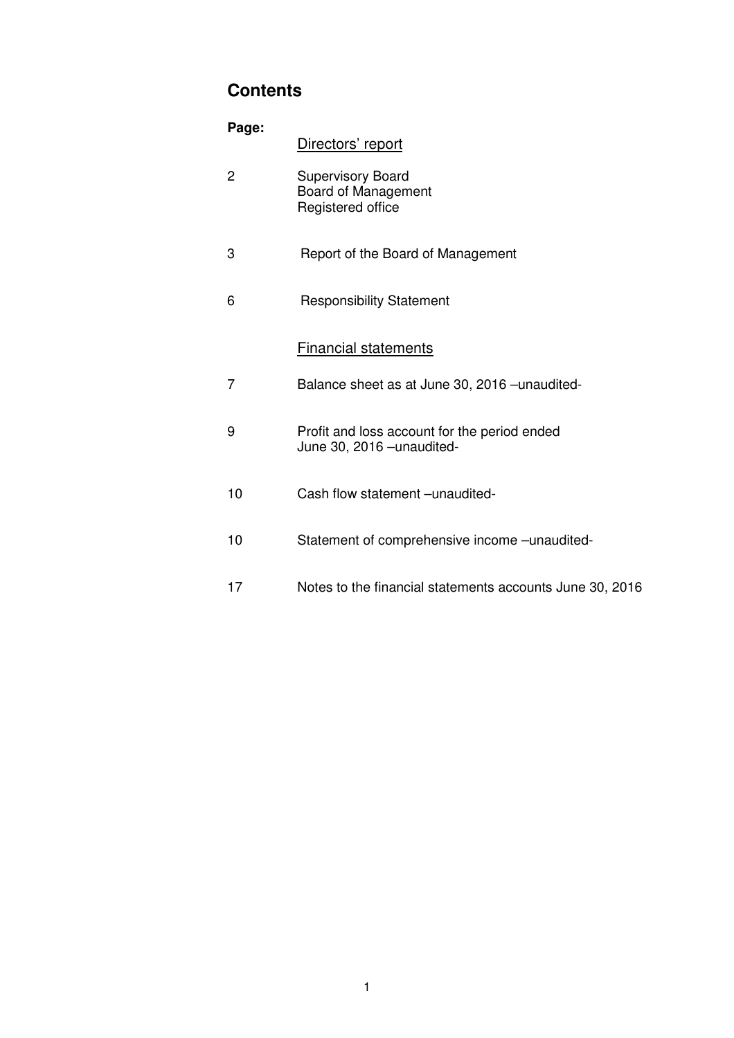## Contents

| **Page:** | |
|---|---|
| | Directors' report |
| 2 | Supervisory Board<br>Board of Management<br>Registered office |
| 3 | Report of the Board of Management |
| 6 | Responsibility Statement |
| | Financial statements |
| 7 | Balance sheet as at June 30, 2016 –unaudited- |
| 9 | Profit and loss account for the period ended June 30, 2016 –unaudited- |
| 10 | Cash flow statement –unaudited- |
| 10 | Statement of comprehensive income –unaudited- |
| 17 | Notes to the financial statements accounts June 30, 2016 |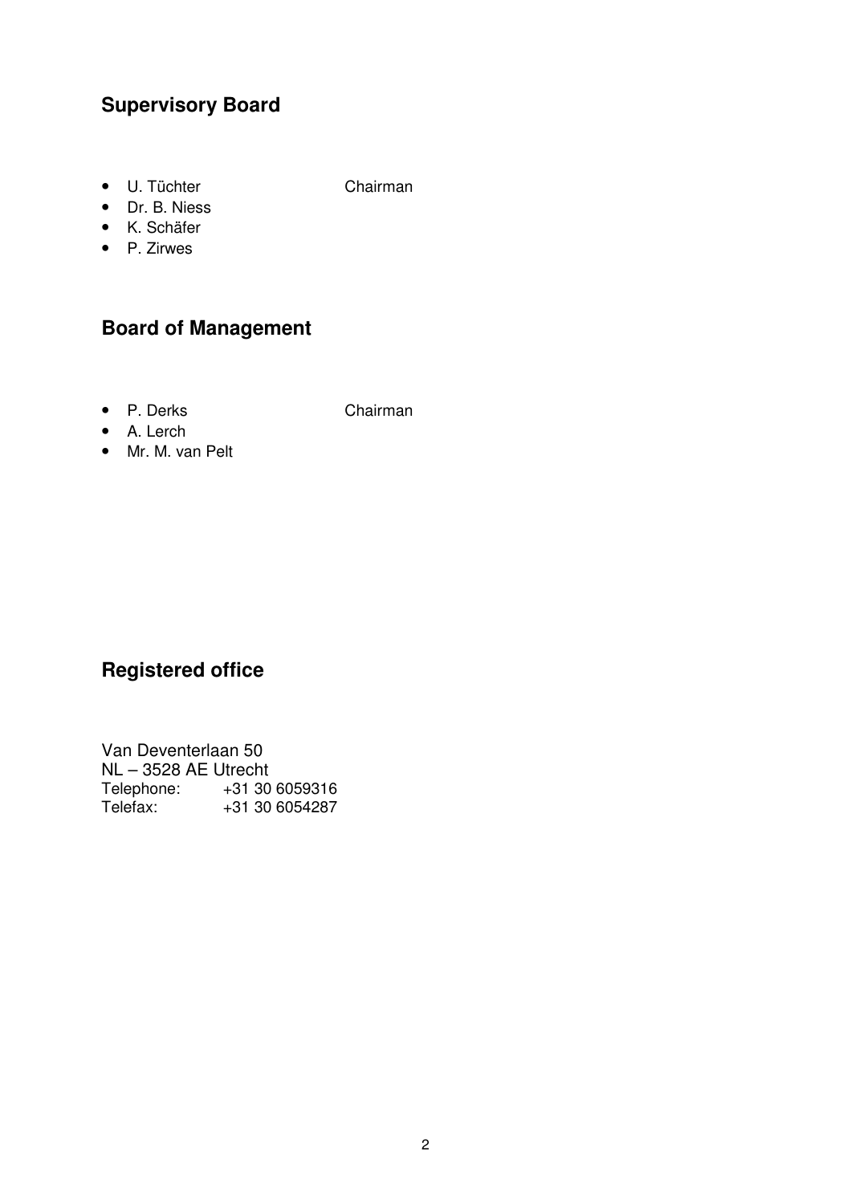## Supervisory Board

- U. Tüchter Chairman
- Dr. B. Niess
- K. Schäfer
- P. Zirwes

## Board of Management

- P. Derks Chairman
- A. Lerch
- Mr. M. van Pelt

## Registered office

Van Deventerlaan 50
NL – 3528 AE Utrecht
Telephone: +31 30 6059316
Telefax: +31 30 6054287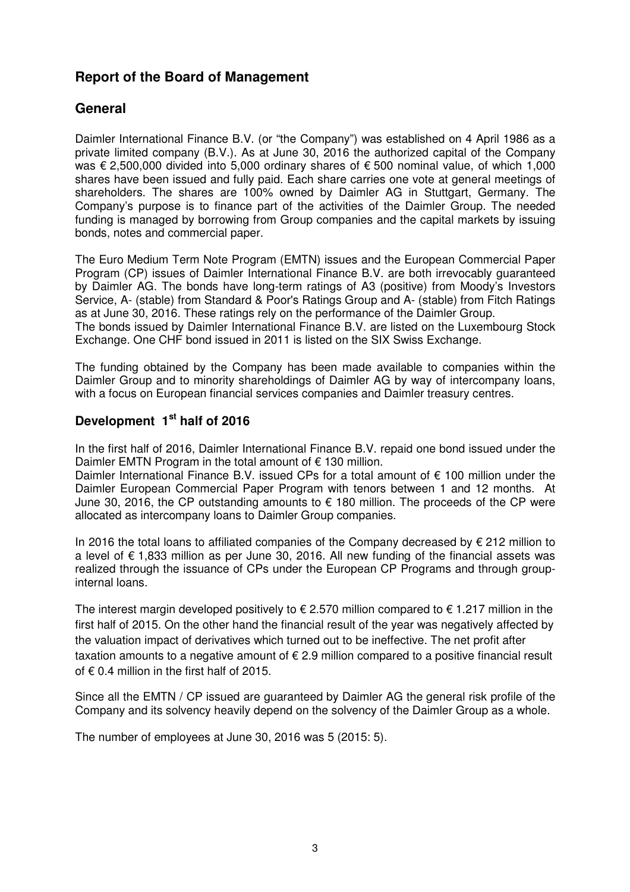# Report of the Board of Management

## General

Daimler International Finance B.V. (or "the Company") was established on 4 April 1986 as a private limited company (B.V.). As at June 30, 2016 the authorized capital of the Company was € 2,500,000 divided into 5,000 ordinary shares of € 500 nominal value, of which 1,000 shares have been issued and fully paid. Each share carries one vote at general meetings of shareholders. The shares are 100% owned by Daimler AG in Stuttgart, Germany. The Company's purpose is to finance part of the activities of the Daimler Group. The needed funding is managed by borrowing from Group companies and the capital markets by issuing bonds, notes and commercial paper.

The Euro Medium Term Note Program (EMTN) issues and the European Commercial Paper Program (CP) issues of Daimler International Finance B.V. are both irrevocably guaranteed by Daimler AG. The bonds have long-term ratings of A3 (positive) from Moody's Investors Service, A- (stable) from Standard & Poor's Ratings Group and A- (stable) from Fitch Ratings as at June 30, 2016. These ratings rely on the performance of the Daimler Group.
The bonds issued by Daimler International Finance B.V. are listed on the Luxembourg Stock Exchange. One CHF bond issued in 2011 is listed on the SIX Swiss Exchange.

The funding obtained by the Company has been made available to companies within the Daimler Group and to minority shareholdings of Daimler AG by way of intercompany loans, with a focus on European financial services companies and Daimler treasury centres.

## Development 1st half of 2016

In the first half of 2016, Daimler International Finance B.V. repaid one bond issued under the Daimler EMTN Program in the total amount of € 130 million.
Daimler International Finance B.V. issued CPs for a total amount of € 100 million under the Daimler European Commercial Paper Program with tenors between 1 and 12 months. At June 30, 2016, the CP outstanding amounts to € 180 million. The proceeds of the CP were allocated as intercompany loans to Daimler Group companies.

In 2016 the total loans to affiliated companies of the Company decreased by € 212 million to a level of € 1,833 million as per June 30, 2016. All new funding of the financial assets was realized through the issuance of CPs under the European CP Programs and through group-internal loans.

The interest margin developed positively to € 2.570 million compared to € 1.217 million in the first half of 2015. On the other hand the financial result of the year was negatively affected by the valuation impact of derivatives which turned out to be ineffective. The net profit after taxation amounts to a negative amount of € 2.9 million compared to a positive financial result of € 0.4 million in the first half of 2015.

Since all the EMTN / CP issued are guaranteed by Daimler AG the general risk profile of the Company and its solvency heavily depend on the solvency of the Daimler Group as a whole.

The number of employees at June 30, 2016 was 5 (2015: 5).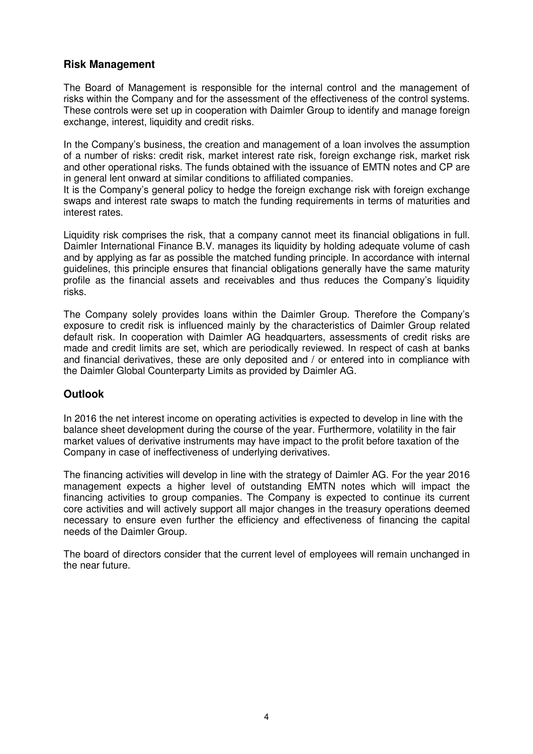## Risk Management

The Board of Management is responsible for the internal control and the management of risks within the Company and for the assessment of the effectiveness of the control systems. These controls were set up in cooperation with Daimler Group to identify and manage foreign exchange, interest, liquidity and credit risks.

In the Company's business, the creation and management of a loan involves the assumption of a number of risks: credit risk, market interest rate risk, foreign exchange risk, market risk and other operational risks. The funds obtained with the issuance of EMTN notes and CP are in general lent onward at similar conditions to affiliated companies.
It is the Company's general policy to hedge the foreign exchange risk with foreign exchange swaps and interest rate swaps to match the funding requirements in terms of maturities and interest rates.

Liquidity risk comprises the risk, that a company cannot meet its financial obligations in full. Daimler International Finance B.V. manages its liquidity by holding adequate volume of cash and by applying as far as possible the matched funding principle. In accordance with internal guidelines, this principle ensures that financial obligations generally have the same maturity profile as the financial assets and receivables and thus reduces the Company's liquidity risks.

The Company solely provides loans within the Daimler Group. Therefore the Company's exposure to credit risk is influenced mainly by the characteristics of Daimler Group related default risk. In cooperation with Daimler AG headquarters, assessments of credit risks are made and credit limits are set, which are periodically reviewed. In respect of cash at banks and financial derivatives, these are only deposited and / or entered into in compliance with the Daimler Global Counterparty Limits as provided by Daimler AG.

## Outlook

In 2016 the net interest income on operating activities is expected to develop in line with the balance sheet development during the course of the year. Furthermore, volatility in the fair market values of derivative instruments may have impact to the profit before taxation of the Company in case of ineffectiveness of underlying derivatives.

The financing activities will develop in line with the strategy of Daimler AG. For the year 2016 management expects a higher level of outstanding EMTN notes which will impact the financing activities to group companies. The Company is expected to continue its current core activities and will actively support all major changes in the treasury operations deemed necessary to ensure even further the efficiency and effectiveness of financing the capital needs of the Daimler Group.

The board of directors consider that the current level of employees will remain unchanged in the near future.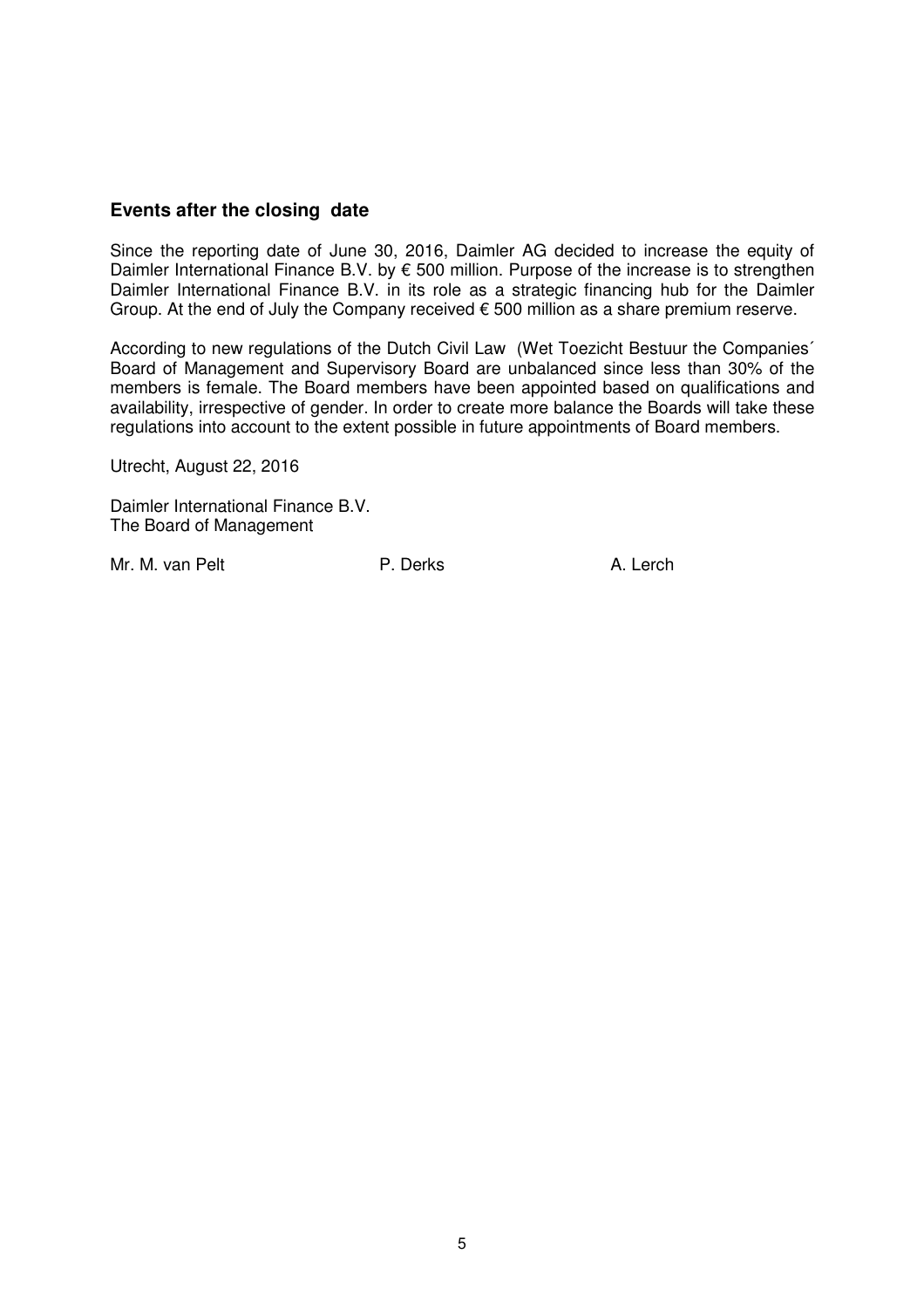## Events after the closing date

Since the reporting date of June 30, 2016, Daimler AG decided to increase the equity of Daimler International Finance B.V. by € 500 million. Purpose of the increase is to strengthen Daimler International Finance B.V. in its role as a strategic financing hub for the Daimler Group. At the end of July the Company received € 500 million as a share premium reserve.

According to new regulations of the Dutch Civil Law (Wet Toezicht Bestuur the Companies´ Board of Management and Supervisory Board are unbalanced since less than 30% of the members is female. The Board members have been appointed based on qualifications and availability, irrespective of gender. In order to create more balance the Boards will take these regulations into account to the extent possible in future appointments of Board members.

Utrecht, August 22, 2016

Daimler International Finance B.V.
The Board of Management

Mr. M. van Pelt P. Derks A. Lerch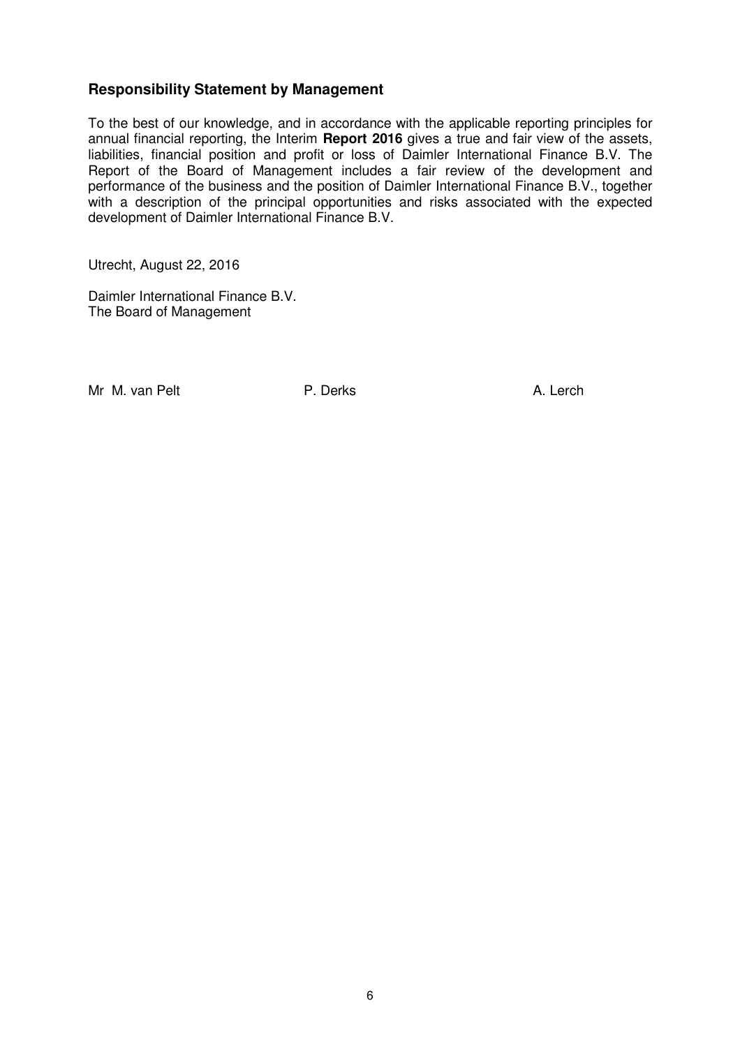## Responsibility Statement by Management

To the best of our knowledge, and in accordance with the applicable reporting principles for annual financial reporting, the Interim **Report 2016** gives a true and fair view of the assets, liabilities, financial position and profit or loss of Daimler International Finance B.V. The Report of the Board of Management includes a fair review of the development and performance of the business and the position of Daimler International Finance B.V., together with a description of the principal opportunities and risks associated with the expected development of Daimler International Finance B.V.

Utrecht, August 22, 2016

Daimler International Finance B.V.
The Board of Management

Mr M. van Pelt P. Derks A. Lerch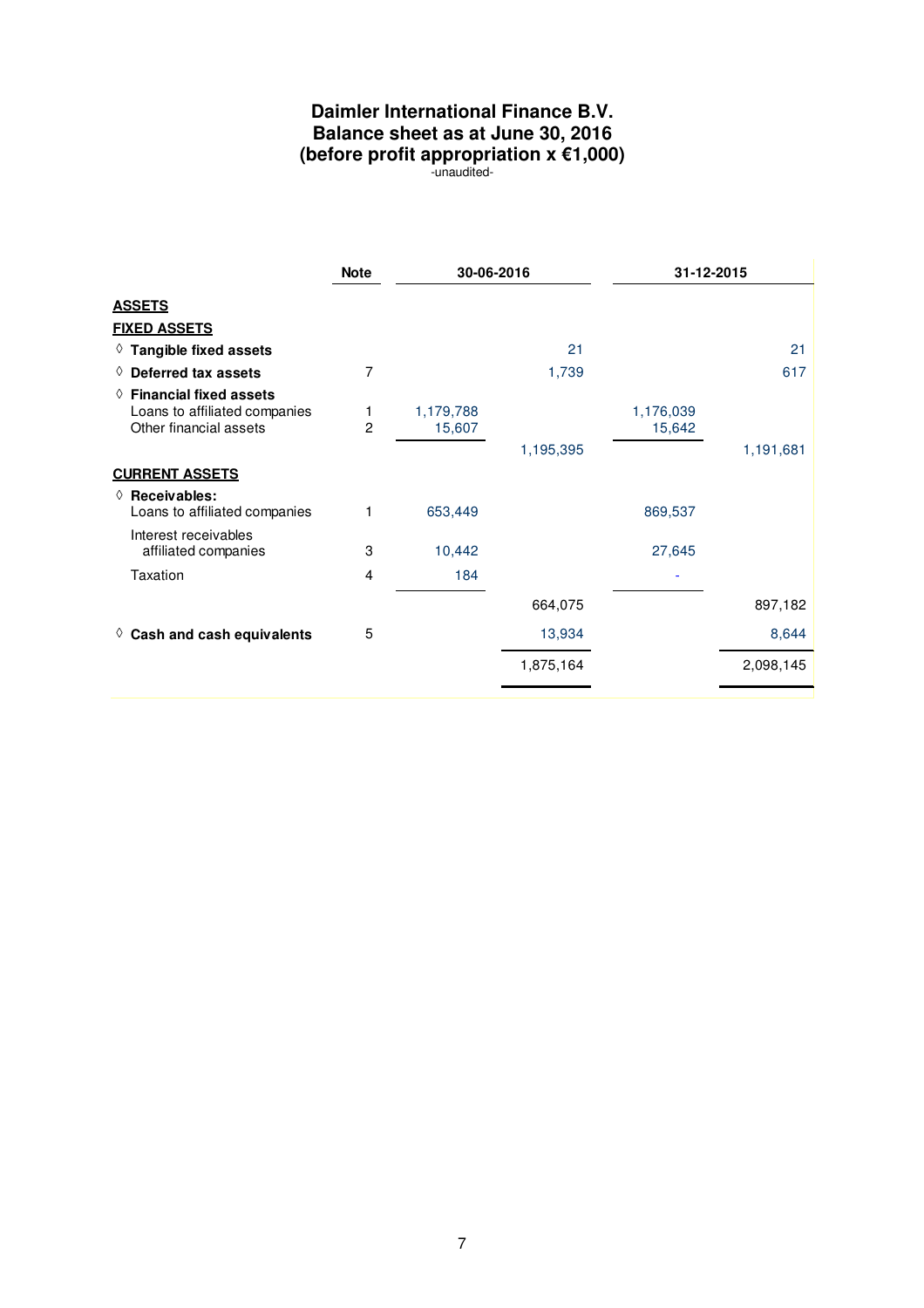# Daimler International Finance B.V.
## Balance sheet as at June 30, 2016
## (before profit appropriation x €1,000)

-unaudited-

| | Note | 30-06-2016 | | 31-12-2015 | |
|---|---|---|---|---|---|
| **ASSETS** | | | | | |
| **FIXED ASSETS** | | | | | |
| ◊ **Tangible fixed assets** | | | 21 | | 21 |
| ◊ **Deferred tax assets** | 7 | | 1,739 | | 617 |
| ◊ **Financial fixed assets** | | | | | |
| Loans to affiliated companies | 1 | 1,179,788 | | 1,176,039 | |
| Other financial assets | 2 | 15,607 | | 15,642 | |
| | | | 1,195,395 | | 1,191,681 |
| **CURRENT ASSETS** | | | | | |
| ◊ **Receivables:** | | | | | |
| Loans to affiliated companies | 1 | 653,449 | | 869,537 | |
| Interest receivables affiliated companies | 3 | 10,442 | | 27,645 | |
| Taxation | 4 | 184 | | - | |
| | | | 664,075 | | 897,182 |
| ◊ **Cash and cash equivalents** | 5 | | 13,934 | | 8,644 |
| | | | 1,875,164 | | 2,098,145 |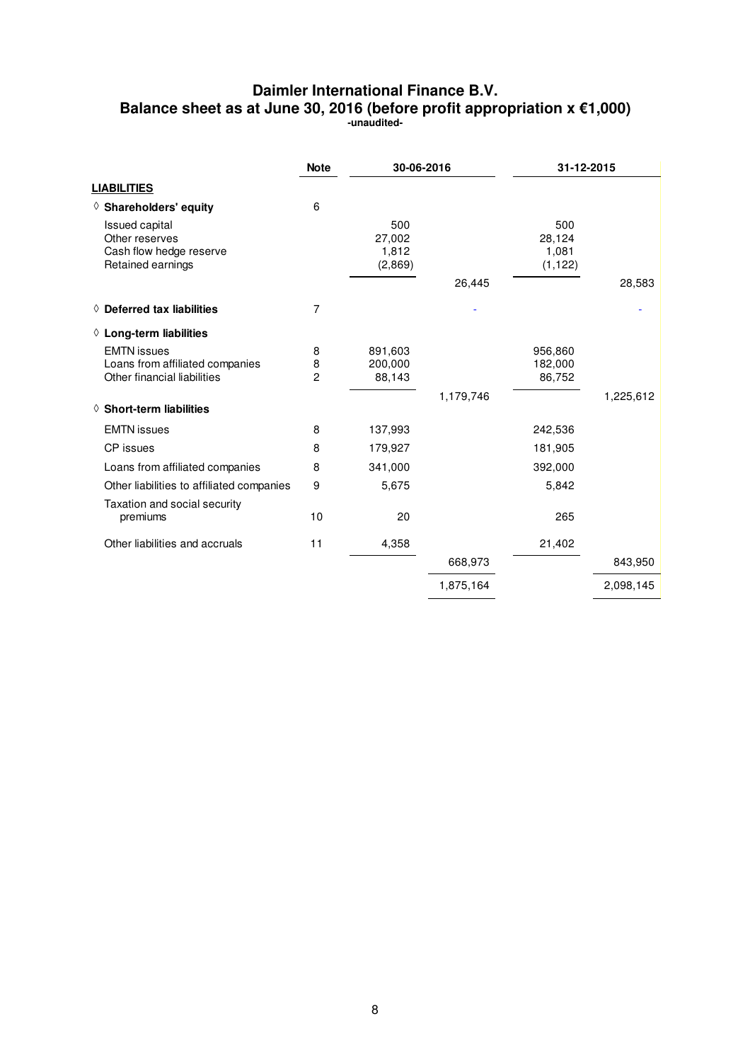# Daimler International Finance B.V.
## Balance sheet as at June 30, 2016 (before profit appropriation x €1,000)
**-unaudited-**

| | Note | 30-06-2016 | | 31-12-2015 | |
|---|---|---|---|---|---|
| **LIABILITIES** | | | | | |
| ◊ **Shareholders' equity** | 6 | | | | |
| Issued capital | | 500 | | 500 | |
| Other reserves | | 27,002 | | 28,124 | |
| Cash flow hedge reserve | | 1,812 | | 1,081 | |
| Retained earnings | | (2,869) | | (1,122) | |
| | | | 26,445 | | 28,583 |
| ◊ **Deferred tax liabilities** | 7 | | - | | - |
| ◊ **Long-term liabilities** | | | | | |
| EMTN issues | 8 | 891,603 | | 956,860 | |
| Loans from affiliated companies | 8 | 200,000 | | 182,000 | |
| Other financial liabilities | 2 | 88,143 | | 86,752 | |
| | | | 1,179,746 | | 1,225,612 |
| ◊ **Short-term liabilities** | | | | | |
| EMTN issues | 8 | 137,993 | | 242,536 | |
| CP issues | 8 | 179,927 | | 181,905 | |
| Loans from affiliated companies | 8 | 341,000 | | 392,000 | |
| Other liabilities to affiliated companies | 9 | 5,675 | | 5,842 | |
| Taxation and social security premiums | 10 | 20 | | 265 | |
| Other liabilities and accruals | 11 | 4,358 | | 21,402 | |
| | | | 668,973 | | 843,950 |
| | | | 1,875,164 | | 2,098,145 |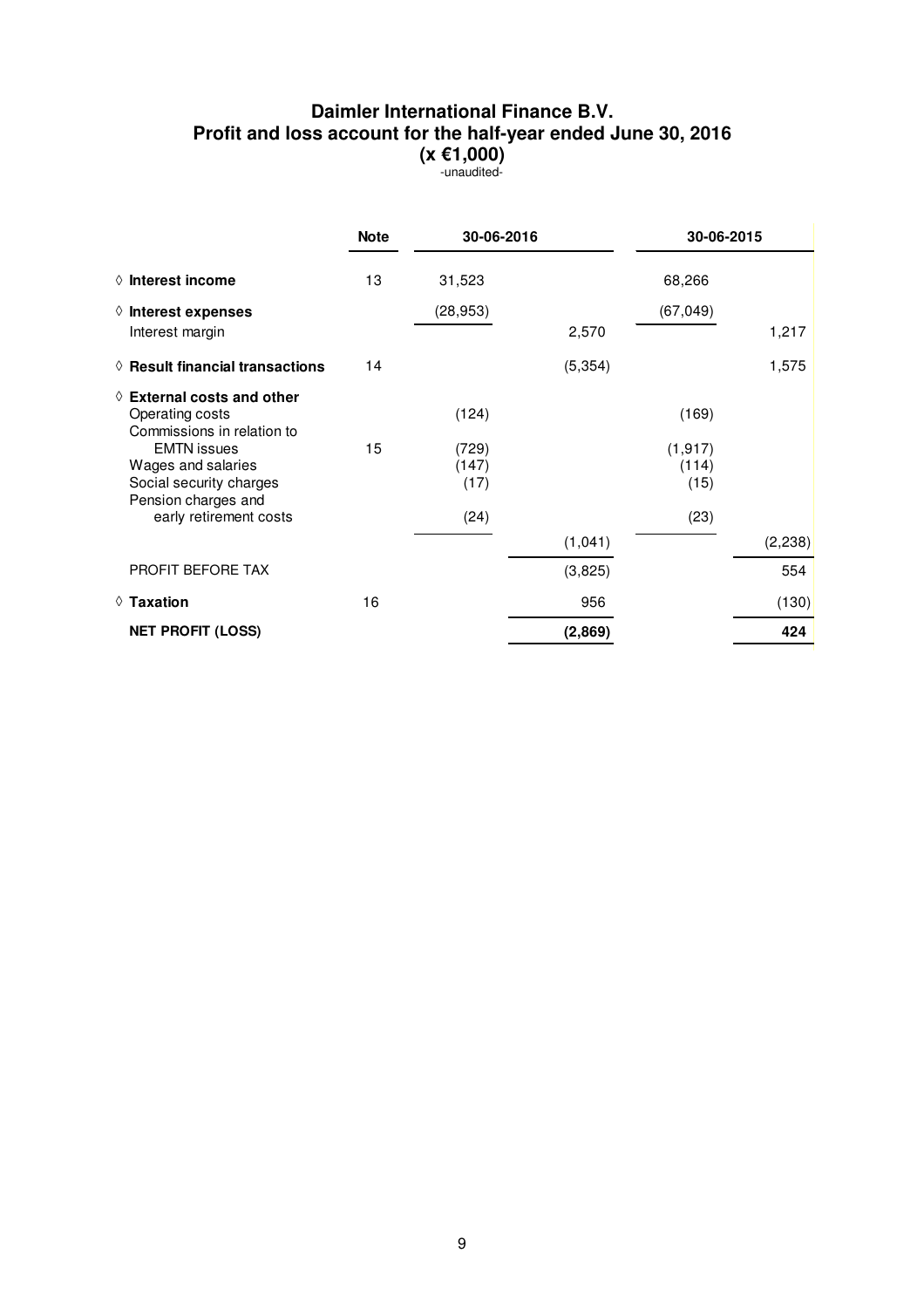# Daimler International Finance B.V.
## Profit and loss account for the half-year ended June 30, 2016
### (x €1,000)
-unaudited-

| | Note | 30-06-2016 | | 30-06-2015 | |
|---|---|---|---|---|---|
| ◊ **Interest income** | 13 | 31,523 | | 68,266 | |
| ◊ **Interest expenses** | | (28,953) | | (67,049) | |
| Interest margin | | | 2,570 | | 1,217 |
| ◊ **Result financial transactions** | 14 | | (5,354) | | 1,575 |
| ◊ **External costs and other** | | | | | |
| Operating costs | | (124) | | (169) | |
| Commissions in relation to EMTN issues | 15 | (729) | | (1,917) | |
| Wages and salaries | | (147) | | (114) | |
| Social security charges | | (17) | | (15) | |
| Pension charges and early retirement costs | | (24) | | (23) | |
| | | | (1,041) | | (2,238) |
| PROFIT BEFORE TAX | | | (3,825) | | 554 |
| ◊ **Taxation** | 16 | | 956 | | (130) |
| **NET PROFIT (LOSS)** | | | **(2,869)** | | **424** |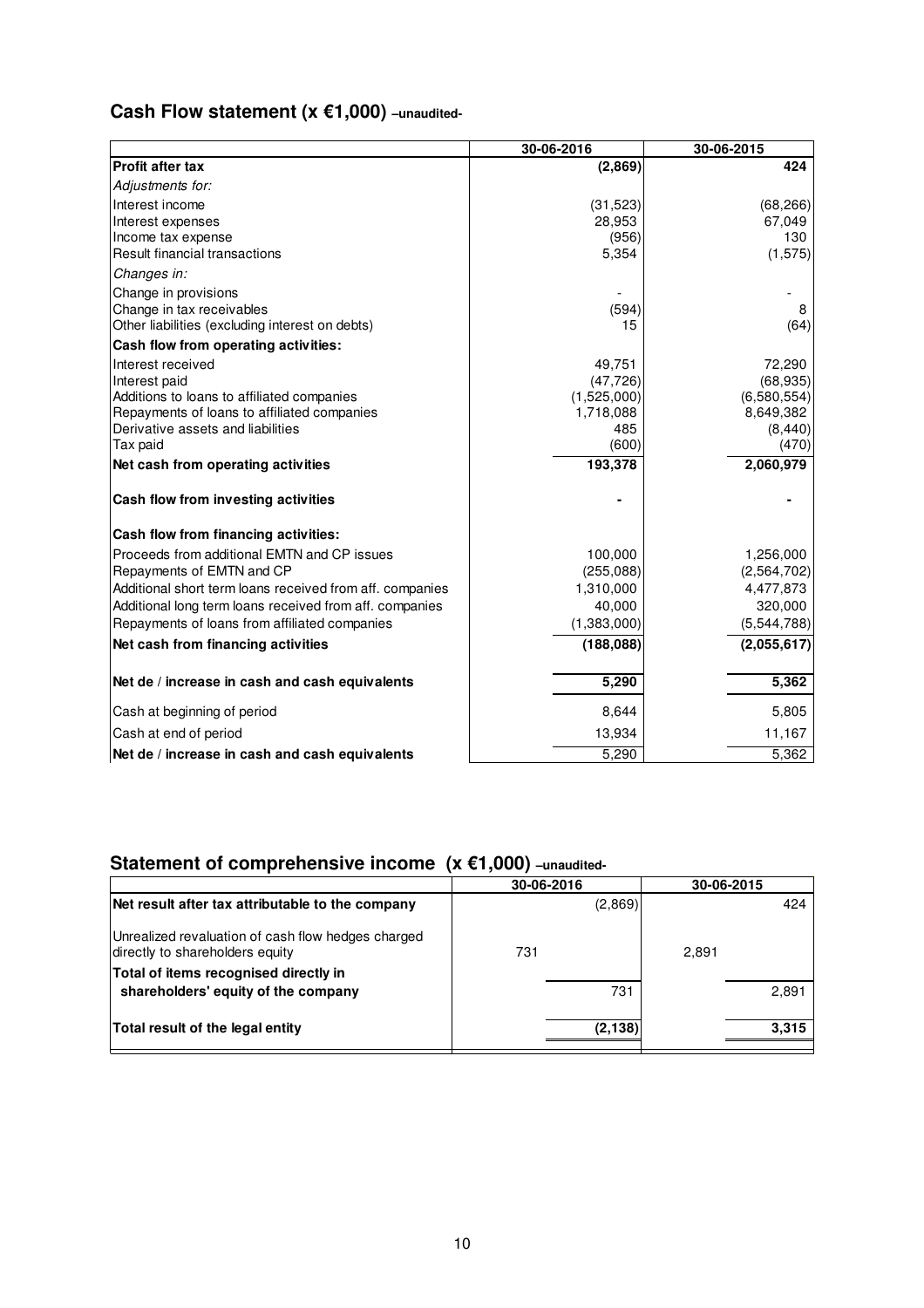## Cash Flow statement (x €1,000) –unaudited-

| | 30-06-2016 | 30-06-2015 |
|---|---|---|
| **Profit after tax** | **(2,869)** | **424** |
| *Adjustments for:* | | |
| Interest income | (31,523) | (68,266) |
| Interest expenses | 28,953 | 67,049 |
| Income tax expense | (956) | 130 |
| Result financial transactions | 5,354 | (1,575) |
| *Changes in:* | | |
| Change in provisions | - | - |
| Change in tax receivables | (594) | 8 |
| Other liabilities (excluding interest on debts) | 15 | (64) |
| **Cash flow from operating activities:** | | |
| Interest received | 49,751 | 72,290 |
| Interest paid | (47,726) | (68,935) |
| Additions to loans to affiliated companies | (1,525,000) | (6,580,554) |
| Repayments of loans to affiliated companies | 1,718,088 | 8,649,382 |
| Derivative assets and liabilities | 485 | (8,440) |
| Tax paid | (600) | (470) |
| **Net cash from operating activities** | **193,378** | **2,060,979** |
| **Cash flow from investing activities** | **-** | **-** |
| **Cash flow from financing activities:** | | |
| Proceeds from additional EMTN and CP issues | 100,000 | 1,256,000 |
| Repayments of EMTN and CP | (255,088) | (2,564,702) |
| Additional short term loans received from aff. companies | 1,310,000 | 4,477,873 |
| Additional long term loans received from aff. companies | 40,000 | 320,000 |
| Repayments of loans from affiliated companies | (1,383,000) | (5,544,788) |
| **Net cash from financing activities** | **(188,088)** | **(2,055,617)** |
| **Net de / increase in cash and cash equivalents** | **5,290** | **5,362** |
| Cash at beginning of period | 8,644 | 5,805 |
| Cash at end of period | 13,934 | 11,167 |
| **Net de / increase in cash and cash equivalents** | 5,290 | 5,362 |

## Statement of comprehensive income (x €1,000) –unaudited-

| | 30-06-2016 | | 30-06-2015 | |
|---|---|---|---|---|
| **Net result after tax attributable to the company** | | (2,869) | | 424 |
| Unrealized revaluation of cash flow hedges charged directly to shareholders equity | 731 | | 2,891 | |
| **Total of items recognised directly in shareholders' equity of the company** | | 731 | | 2,891 |
| **Total result of the legal entity** | | **(2,138)** | | **3,315** |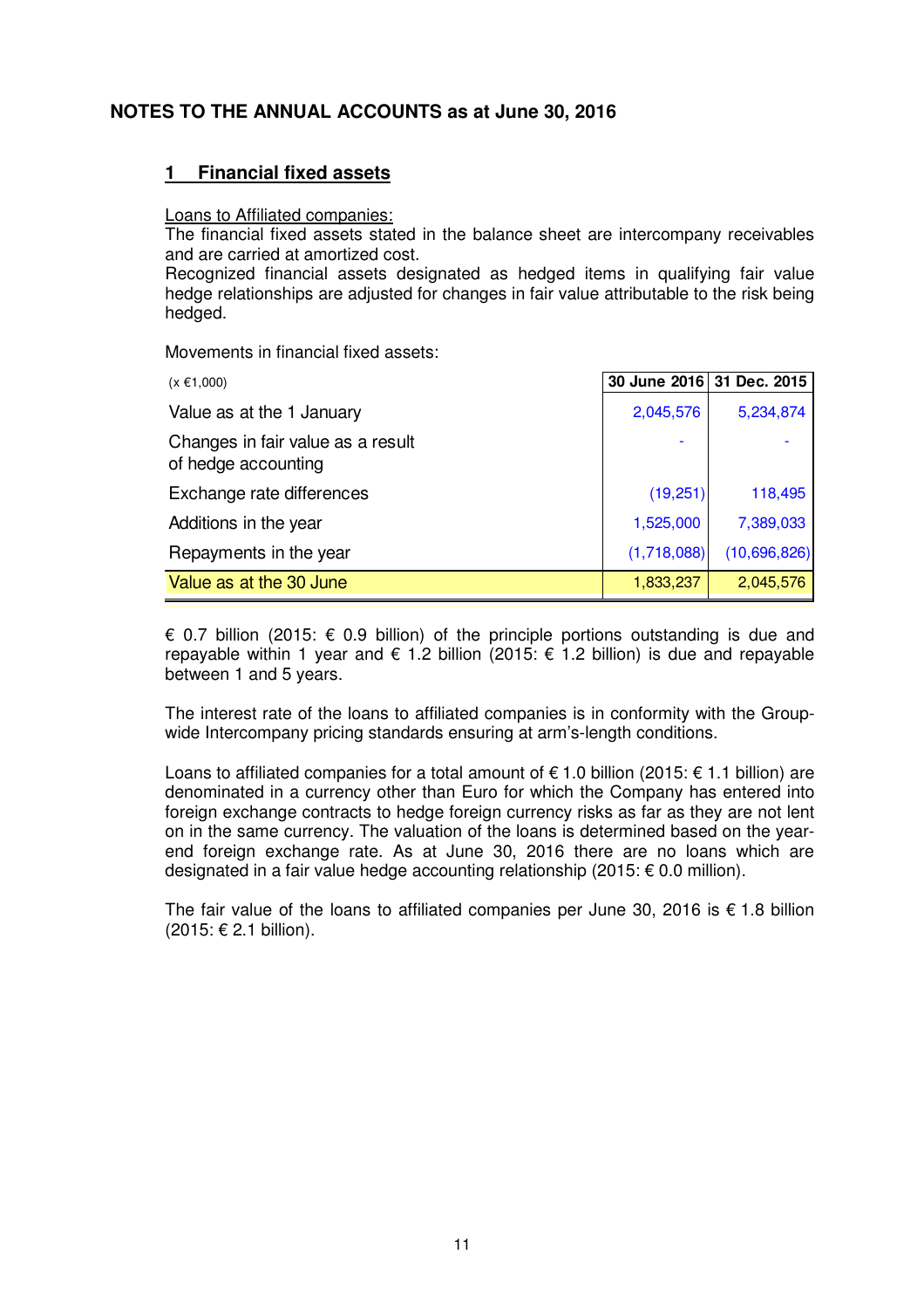## NOTES TO THE ANNUAL ACCOUNTS as at June 30, 2016

### 1 Financial fixed assets

Loans to Affiliated companies:
The financial fixed assets stated in the balance sheet are intercompany receivables and are carried at amortized cost.
Recognized financial assets designated as hedged items in qualifying fair value hedge relationships are adjusted for changes in fair value attributable to the risk being hedged.

Movements in financial fixed assets:

| (x €1,000) | 30 June 2016 | 31 Dec. 2015 |
|---|---|---|
| Value as at the 1 January | 2,045,576 | 5,234,874 |
| Changes in fair value as a result of hedge accounting | - | - |
| Exchange rate differences | (19,251) | 118,495 |
| Additions in the year | 1,525,000 | 7,389,033 |
| Repayments in the year | (1,718,088) | (10,696,826) |
| Value as at the 30 June | 1,833,237 | 2,045,576 |

€ 0.7 billion (2015: € 0.9 billion) of the principle portions outstanding is due and repayable within 1 year and € 1.2 billion (2015: € 1.2 billion) is due and repayable between 1 and 5 years.

The interest rate of the loans to affiliated companies is in conformity with the Group-wide Intercompany pricing standards ensuring at arm's-length conditions.

Loans to affiliated companies for a total amount of € 1.0 billion (2015: € 1.1 billion) are denominated in a currency other than Euro for which the Company has entered into foreign exchange contracts to hedge foreign currency risks as far as they are not lent on in the same currency. The valuation of the loans is determined based on the year-end foreign exchange rate. As at June 30, 2016 there are no loans which are designated in a fair value hedge accounting relationship (2015: € 0.0 million).

The fair value of the loans to affiliated companies per June 30, 2016 is € 1.8 billion (2015: € 2.1 billion).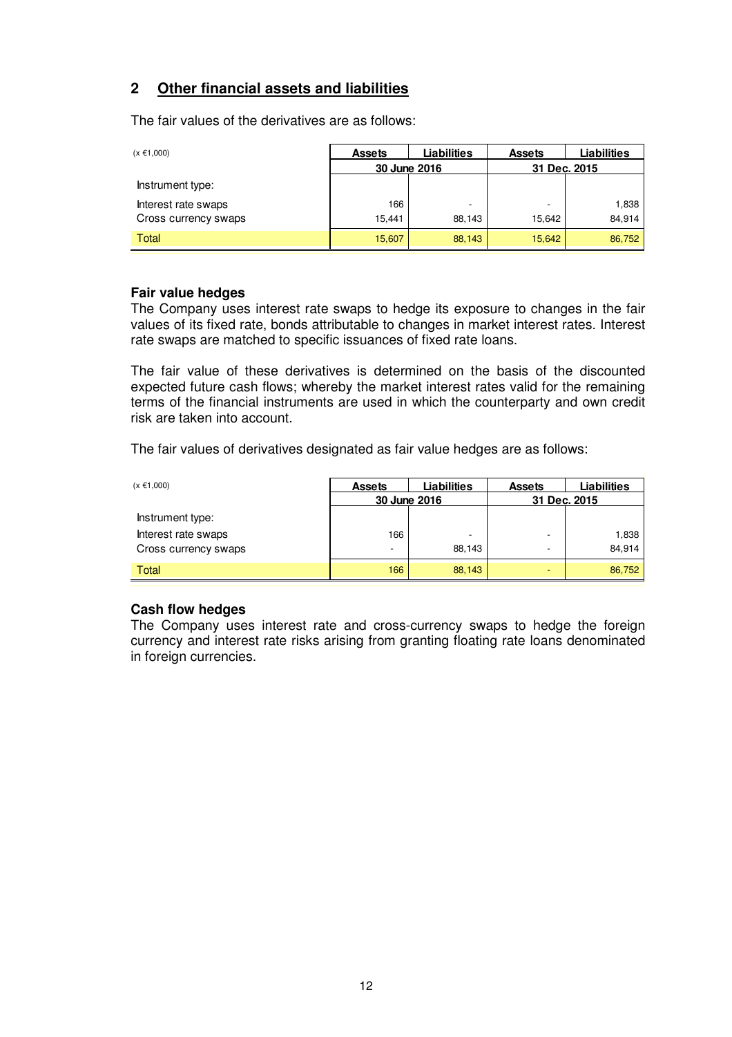## 2 Other financial assets and liabilities

The fair values of the derivatives are as follows:

| (x €1,000) | Assets | Liabilities | Assets | Liabilities |
|---|---|---|---|---|
| | 30 June 2016 | | 31 Dec. 2015 | |
| Instrument type: | | | | |
| Interest rate swaps | 166 | - | - | 1,838 |
| Cross currency swaps | 15,441 | 88,143 | 15,642 | 84,914 |
| Total | 15,607 | 88,143 | 15,642 | 86,752 |

**Fair value hedges**

The Company uses interest rate swaps to hedge its exposure to changes in the fair values of its fixed rate, bonds attributable to changes in market interest rates. Interest rate swaps are matched to specific issuances of fixed rate loans.

The fair value of these derivatives is determined on the basis of the discounted expected future cash flows; whereby the market interest rates valid for the remaining terms of the financial instruments are used in which the counterparty and own credit risk are taken into account.

The fair values of derivatives designated as fair value hedges are as follows:

| (x €1,000) | Assets | Liabilities | Assets | Liabilities |
|---|---|---|---|---|
| | 30 June 2016 | | 31 Dec. 2015 | |
| Instrument type: | | | | |
| Interest rate swaps | 166 | - | - | 1,838 |
| Cross currency swaps | - | 88,143 | - | 84,914 |
| Total | 166 | 88,143 | - | 86,752 |

**Cash flow hedges**

The Company uses interest rate and cross-currency swaps to hedge the foreign currency and interest rate risks arising from granting floating rate loans denominated in foreign currencies.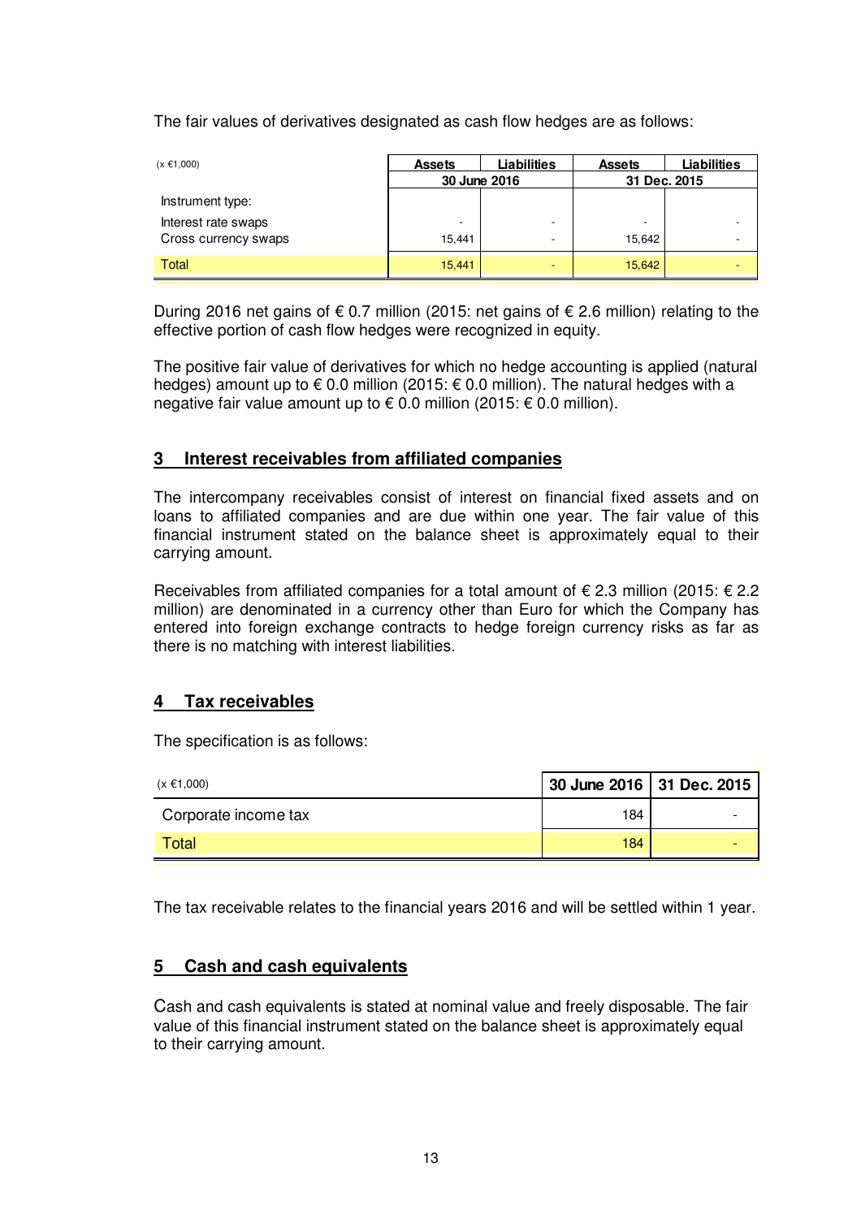The fair values of derivatives designated as cash flow hedges are as follows:

| (x €1,000) | Assets | Liabilities | Assets | Liabilities |
|---|---|---|---|---|
| | 30 June 2016 | | 31 Dec. 2015 | |
| Instrument type: | | | | |
| Interest rate swaps | - | - | - | - |
| Cross currency swaps | 15,441 | - | 15,642 | - |
| Total | 15,441 | - | 15,642 | - |

During 2016 net gains of € 0.7 million (2015: net gains of € 2.6 million) relating to the effective portion of cash flow hedges were recognized in equity.

The positive fair value of derivatives for which no hedge accounting is applied (natural hedges) amount up to € 0.0 million (2015: € 0.0 million). The natural hedges with a negative fair value amount up to € 0.0 million (2015: € 0.0 million).

## 3 Interest receivables from affiliated companies

The intercompany receivables consist of interest on financial fixed assets and on loans to affiliated companies and are due within one year. The fair value of this financial instrument stated on the balance sheet is approximately equal to their carrying amount.

Receivables from affiliated companies for a total amount of € 2.3 million (2015: € 2.2 million) are denominated in a currency other than Euro for which the Company has entered into foreign exchange contracts to hedge foreign currency risks as far as there is no matching with interest liabilities.

## 4 Tax receivables

The specification is as follows:

| (x €1,000) | 30 June 2016 | 31 Dec. 2015 |
|---|---|---|
| Corporate income tax | 184 | - |
| Total | 184 | - |

The tax receivable relates to the financial years 2016 and will be settled within 1 year.

## 5 Cash and cash equivalents

Cash and cash equivalents is stated at nominal value and freely disposable. The fair value of this financial instrument stated on the balance sheet is approximately equal to their carrying amount.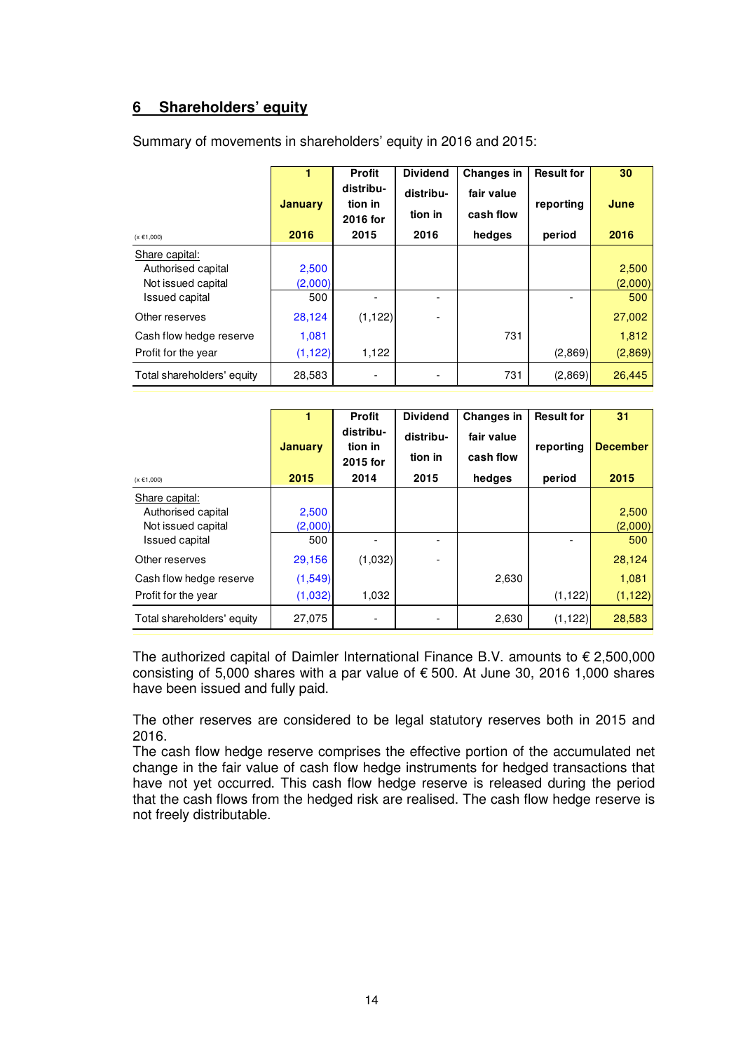## 6 Shareholders' equity

Summary of movements in shareholders' equity in 2016 and 2015:

| (x €1,000) | 1 January 2016 | Profit distribution in 2016 for 2015 | Dividend distribution in 2016 | Changes in fair value cash flow hedges | Result for reporting period | 30 June 2016 |
|---|---|---|---|---|---|---|
| Share capital: | | | | | | |
| Authorised capital | 2,500 | | | | | 2,500 |
| Not issued capital | (2,000) | | | | | (2,000) |
| Issued capital | 500 | - | - | | - | 500 |
| Other reserves | 28,124 | (1,122) | - | | | 27,002 |
| Cash flow hedge reserve | 1,081 | | | 731 | | 1,812 |
| Profit for the year | (1,122) | 1,122 | | | (2,869) | (2,869) |
| Total shareholders' equity | 28,583 | - | - | 731 | (2,869) | 26,445 |

| (x €1,000) | 1 January 2015 | Profit distribution in 2015 for 2014 | Dividend distribution in 2015 | Changes in fair value cash flow hedges | Result for reporting period | 31 December 2015 |
|---|---|---|---|---|---|---|
| Share capital: | | | | | | |
| Authorised capital | 2,500 | | | | | 2,500 |
| Not issued capital | (2,000) | | | | | (2,000) |
| Issued capital | 500 | - | - | | - | 500 |
| Other reserves | 29,156 | (1,032) | - | | | 28,124 |
| Cash flow hedge reserve | (1,549) | | | 2,630 | | 1,081 |
| Profit for the year | (1,032) | 1,032 | | | (1,122) | (1,122) |
| Total shareholders' equity | 27,075 | - | - | 2,630 | (1,122) | 28,583 |

The authorized capital of Daimler International Finance B.V. amounts to € 2,500,000 consisting of 5,000 shares with a par value of € 500. At June 30, 2016 1,000 shares have been issued and fully paid.

The other reserves are considered to be legal statutory reserves both in 2015 and 2016.
The cash flow hedge reserve comprises the effective portion of the accumulated net change in the fair value of cash flow hedge instruments for hedged transactions that have not yet occurred. This cash flow hedge reserve is released during the period that the cash flows from the hedged risk are realised. The cash flow hedge reserve is not freely distributable.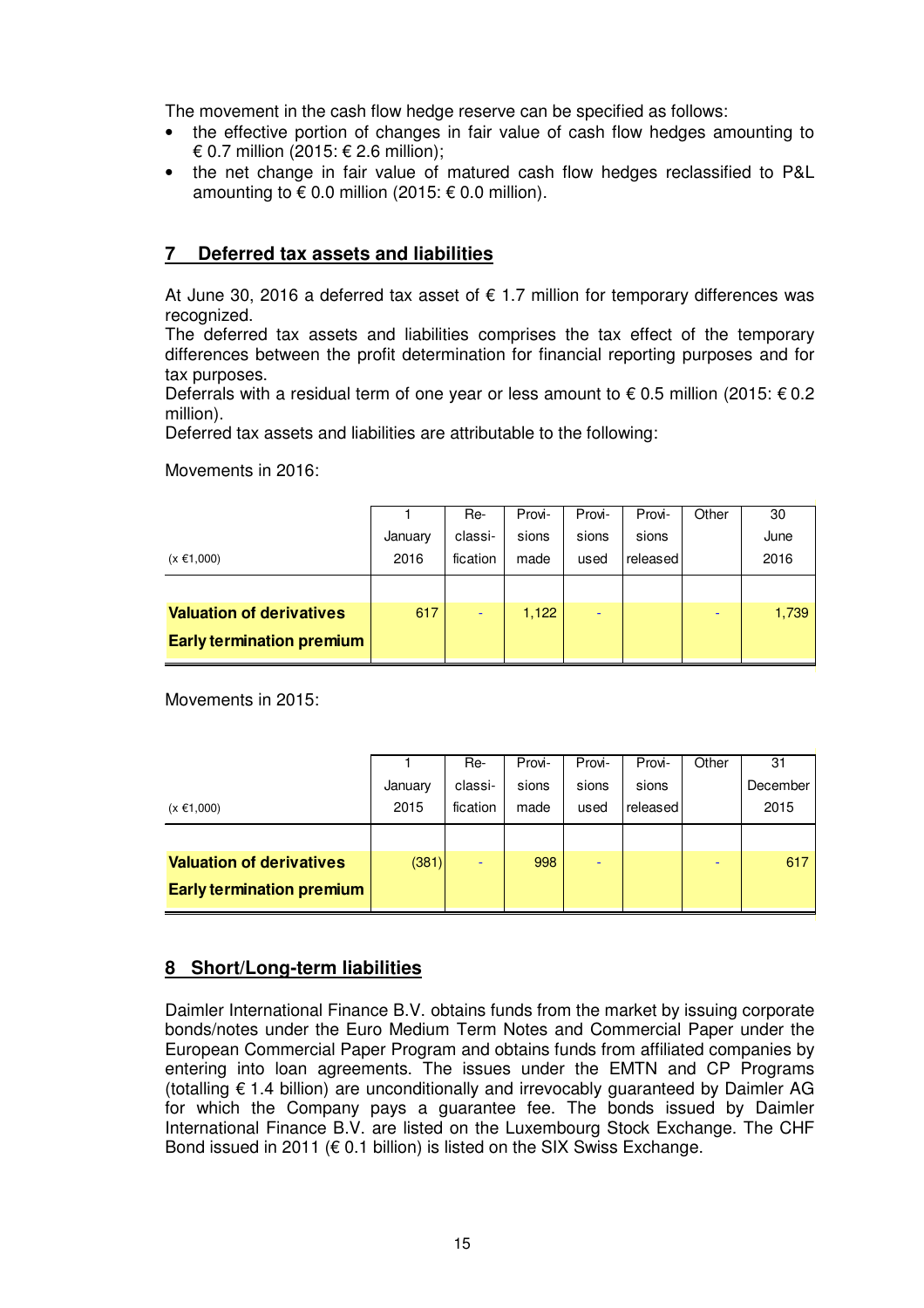The movement in the cash flow hedge reserve can be specified as follows:

- the effective portion of changes in fair value of cash flow hedges amounting to € 0.7 million (2015: € 2.6 million);
- the net change in fair value of matured cash flow hedges reclassified to P&L amounting to € 0.0 million (2015: € 0.0 million).

## 7 Deferred tax assets and liabilities

At June 30, 2016 a deferred tax asset of € 1.7 million for temporary differences was recognized.
The deferred tax assets and liabilities comprises the tax effect of the temporary differences between the profit determination for financial reporting purposes and for tax purposes.
Deferrals with a residual term of one year or less amount to € 0.5 million (2015: € 0.2 million).
Deferred tax assets and liabilities are attributable to the following:

Movements in 2016:

| (x €1,000) | 1 January 2016 | Re-classi-fication | Provi-sions made | Provi-sions used | Provi-sions released | Other | 30 June 2016 |
|---|---|---|---|---|---|---|---|
| **Valuation of derivatives** | 617 | - | 1,122 | - | | - | 1,739 |
| **Early termination premium** | | | | | | | |

Movements in 2015:

| (x €1,000) | 1 January 2015 | Re-classi-fication | Provi-sions made | Provi-sions used | Provi-sions released | Other | 31 December 2015 |
|---|---|---|---|---|---|---|---|
| **Valuation of derivatives** | (381) | - | 998 | - | | - | 617 |
| **Early termination premium** | | | | | | | |

## 8 Short/Long-term liabilities

Daimler International Finance B.V. obtains funds from the market by issuing corporate bonds/notes under the Euro Medium Term Notes and Commercial Paper under the European Commercial Paper Program and obtains funds from affiliated companies by entering into loan agreements. The issues under the EMTN and CP Programs (totalling € 1.4 billion) are unconditionally and irrevocably guaranteed by Daimler AG for which the Company pays a guarantee fee. The bonds issued by Daimler International Finance B.V. are listed on the Luxembourg Stock Exchange. The CHF Bond issued in 2011 (€ 0.1 billion) is listed on the SIX Swiss Exchange.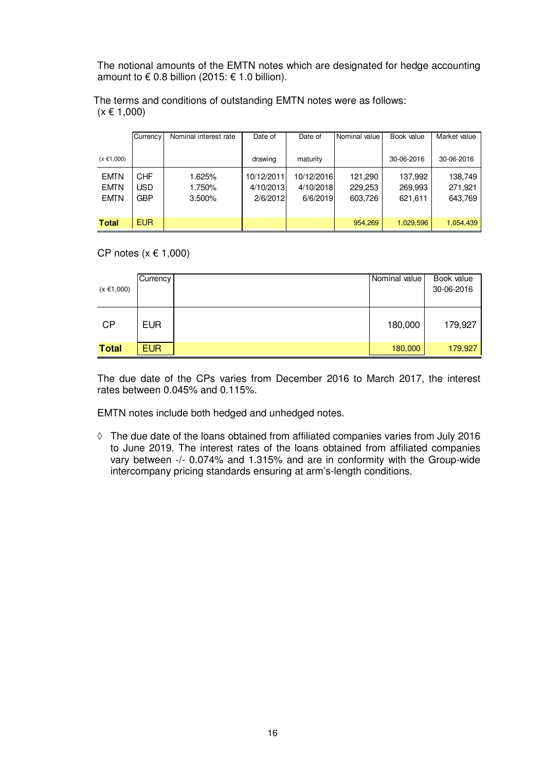The notional amounts of the EMTN notes which are designated for hedge accounting amount to € 0.8 billion (2015: € 1.0 billion).

The terms and conditions of outstanding EMTN notes were as follows:
(x € 1,000)

| | Currency | Nominal interest rate | Date of | Date of | Nominal value | Book value | Market value |
|---|---|---|---|---|---|---|---|
| (x €1,000) | | | drawing | maturity | | 30-06-2016 | 30-06-2016 |
| EMTN | CHF | 1.625% | 10/12/2011 | 10/12/2016 | 121,290 | 137,992 | 138,749 |
| EMTN | USD | 1.750% | 4/10/2013 | 4/10/2018 | 229,253 | 269,993 | 271,921 |
| EMTN | GBP | 3.500% | 2/6/2012 | 6/6/2019 | 603,726 | 621,611 | 643,769 |
| **Total** | EUR | | | | 954,269 | 1,029,596 | 1,054,439 |

CP notes (x € 1,000)

| (x €1,000) | Currency | | Nominal value | Book value 30-06-2016 |
|---|---|---|---|---|
| CP | EUR | | 180,000 | 179,927 |
| **Total** | EUR | | 180,000 | 179,927 |

The due date of the CPs varies from December 2016 to March 2017, the interest rates between 0.045% and 0.115%.

EMTN notes include both hedged and unhedged notes.

◊ The due date of the loans obtained from affiliated companies varies from July 2016 to June 2019. The interest rates of the loans obtained from affiliated companies vary between -/- 0.074% and 1.315% and are in conformity with the Group-wide intercompany pricing standards ensuring at arm's-length conditions.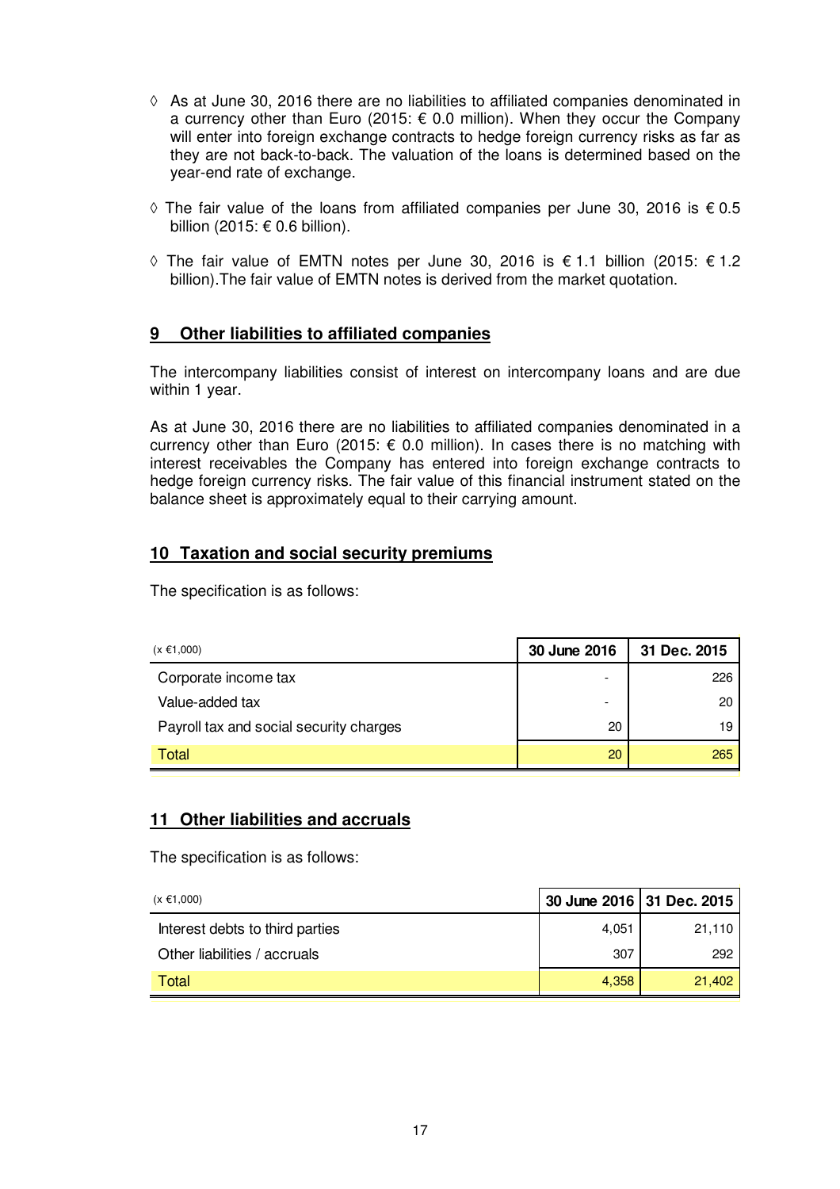- ◊ As at June 30, 2016 there are no liabilities to affiliated companies denominated in a currency other than Euro (2015: € 0.0 million). When they occur the Company will enter into foreign exchange contracts to hedge foreign currency risks as far as they are not back-to-back. The valuation of the loans is determined based on the year-end rate of exchange.

- ◊ The fair value of the loans from affiliated companies per June 30, 2016 is € 0.5 billion (2015: € 0.6 billion).

- ◊ The fair value of EMTN notes per June 30, 2016 is € 1.1 billion (2015: € 1.2 billion).The fair value of EMTN notes is derived from the market quotation.

## 9 Other liabilities to affiliated companies

The intercompany liabilities consist of interest on intercompany loans and are due within 1 year.

As at June 30, 2016 there are no liabilities to affiliated companies denominated in a currency other than Euro (2015: € 0.0 million). In cases there is no matching with interest receivables the Company has entered into foreign exchange contracts to hedge foreign currency risks. The fair value of this financial instrument stated on the balance sheet is approximately equal to their carrying amount.

## 10 Taxation and social security premiums

The specification is as follows:

| (x €1,000) | 30 June 2016 | 31 Dec. 2015 |
|---|---|---|
| Corporate income tax | - | 226 |
| Value-added tax | - | 20 |
| Payroll tax and social security charges | 20 | 19 |
| Total | 20 | 265 |

## 11 Other liabilities and accruals

The specification is as follows:

| (x €1,000) | 30 June 2016 | 31 Dec. 2015 |
|---|---|---|
| Interest debts to third parties | 4,051 | 21,110 |
| Other liabilities / accruals | 307 | 292 |
| Total | 4,358 | 21,402 |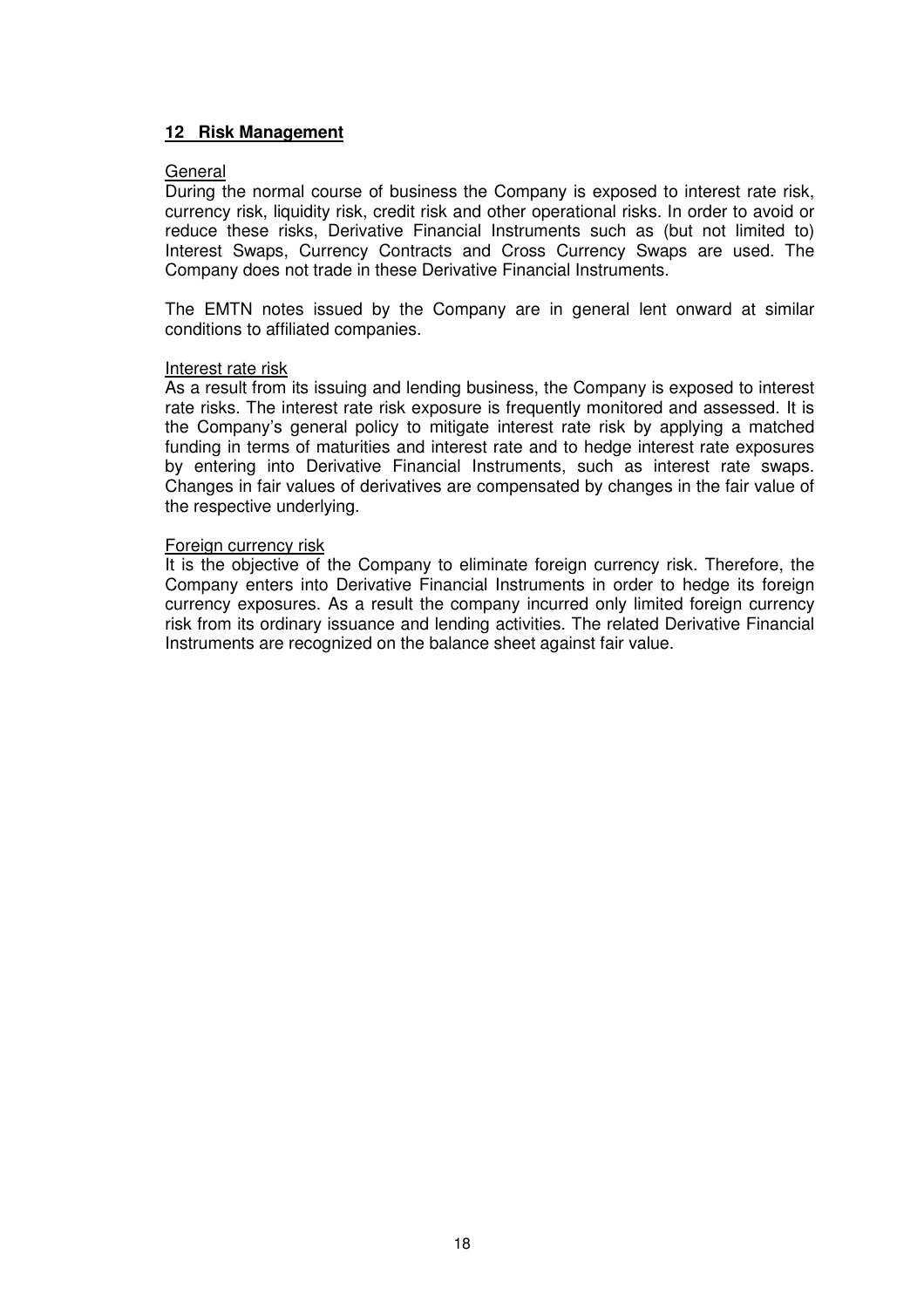## 12 Risk Management

General

During the normal course of business the Company is exposed to interest rate risk, currency risk, liquidity risk, credit risk and other operational risks. In order to avoid or reduce these risks, Derivative Financial Instruments such as (but not limited to) Interest Swaps, Currency Contracts and Cross Currency Swaps are used. The Company does not trade in these Derivative Financial Instruments.

The EMTN notes issued by the Company are in general lent onward at similar conditions to affiliated companies.

Interest rate risk

As a result from its issuing and lending business, the Company is exposed to interest rate risks. The interest rate risk exposure is frequently monitored and assessed. It is the Company's general policy to mitigate interest rate risk by applying a matched funding in terms of maturities and interest rate and to hedge interest rate exposures by entering into Derivative Financial Instruments, such as interest rate swaps. Changes in fair values of derivatives are compensated by changes in the fair value of the respective underlying.

Foreign currency risk

It is the objective of the Company to eliminate foreign currency risk. Therefore, the Company enters into Derivative Financial Instruments in order to hedge its foreign currency exposures. As a result the company incurred only limited foreign currency risk from its ordinary issuance and lending activities. The related Derivative Financial Instruments are recognized on the balance sheet against fair value.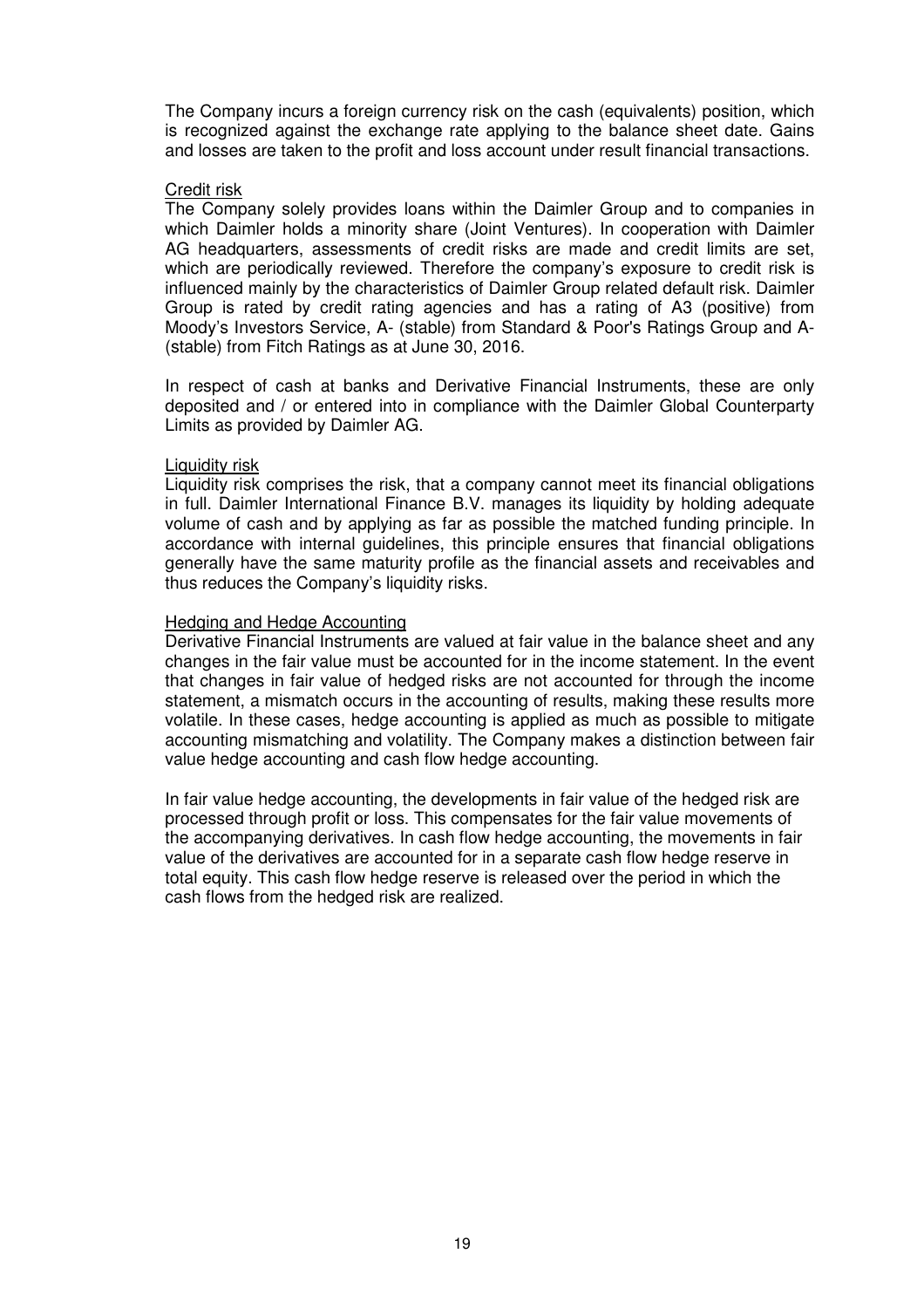The Company incurs a foreign currency risk on the cash (equivalents) position, which is recognized against the exchange rate applying to the balance sheet date. Gains and losses are taken to the profit and loss account under result financial transactions.

<u>Credit risk</u>

The Company solely provides loans within the Daimler Group and to companies in which Daimler holds a minority share (Joint Ventures). In cooperation with Daimler AG headquarters, assessments of credit risks are made and credit limits are set, which are periodically reviewed. Therefore the company's exposure to credit risk is influenced mainly by the characteristics of Daimler Group related default risk. Daimler Group is rated by credit rating agencies and has a rating of A3 (positive) from Moody's Investors Service, A- (stable) from Standard & Poor's Ratings Group and A- (stable) from Fitch Ratings as at June 30, 2016.

In respect of cash at banks and Derivative Financial Instruments, these are only deposited and / or entered into in compliance with the Daimler Global Counterparty Limits as provided by Daimler AG.

<u>Liquidity risk</u>

Liquidity risk comprises the risk, that a company cannot meet its financial obligations in full. Daimler International Finance B.V. manages its liquidity by holding adequate volume of cash and by applying as far as possible the matched funding principle. In accordance with internal guidelines, this principle ensures that financial obligations generally have the same maturity profile as the financial assets and receivables and thus reduces the Company's liquidity risks.

<u>Hedging and Hedge Accounting</u>

Derivative Financial Instruments are valued at fair value in the balance sheet and any changes in the fair value must be accounted for in the income statement. In the event that changes in fair value of hedged risks are not accounted for through the income statement, a mismatch occurs in the accounting of results, making these results more volatile. In these cases, hedge accounting is applied as much as possible to mitigate accounting mismatching and volatility. The Company makes a distinction between fair value hedge accounting and cash flow hedge accounting.

In fair value hedge accounting, the developments in fair value of the hedged risk are processed through profit or loss. This compensates for the fair value movements of the accompanying derivatives. In cash flow hedge accounting, the movements in fair value of the derivatives are accounted for in a separate cash flow hedge reserve in total equity. This cash flow hedge reserve is released over the period in which the cash flows from the hedged risk are realized.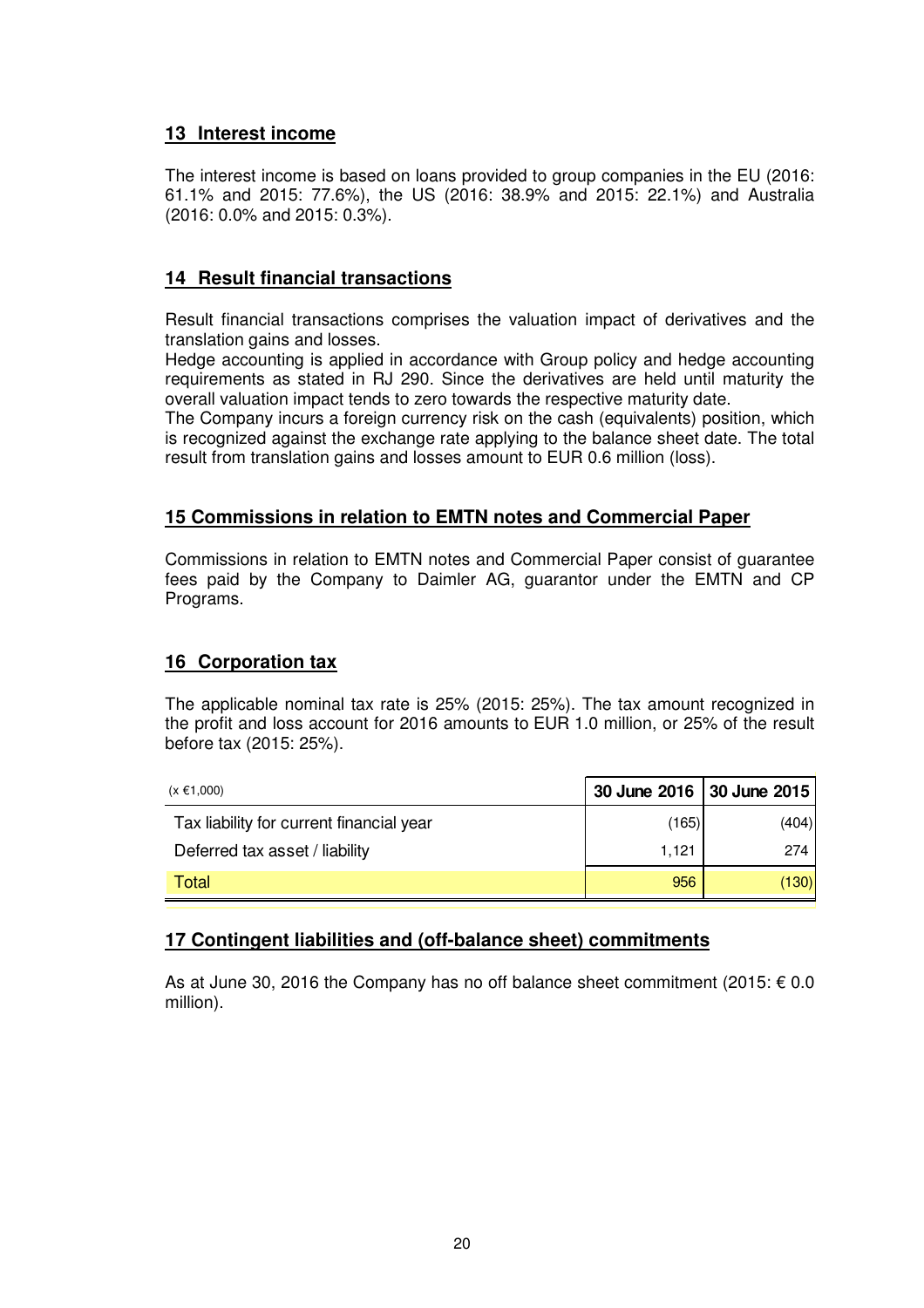## 13 Interest income

The interest income is based on loans provided to group companies in the EU (2016: 61.1% and 2015: 77.6%), the US (2016: 38.9% and 2015: 22.1%) and Australia (2016: 0.0% and 2015: 0.3%).

## 14 Result financial transactions

Result financial transactions comprises the valuation impact of derivatives and the translation gains and losses.
Hedge accounting is applied in accordance with Group policy and hedge accounting requirements as stated in RJ 290. Since the derivatives are held until maturity the overall valuation impact tends to zero towards the respective maturity date.
The Company incurs a foreign currency risk on the cash (equivalents) position, which is recognized against the exchange rate applying to the balance sheet date. The total result from translation gains and losses amount to EUR 0.6 million (loss).

## 15 Commissions in relation to EMTN notes and Commercial Paper

Commissions in relation to EMTN notes and Commercial Paper consist of guarantee fees paid by the Company to Daimler AG, guarantor under the EMTN and CP Programs.

## 16 Corporation tax

The applicable nominal tax rate is 25% (2015: 25%). The tax amount recognized in the profit and loss account for 2016 amounts to EUR 1.0 million, or 25% of the result before tax (2015: 25%).

| (x €1,000) | 30 June 2016 | 30 June 2015 |
|---|---|---|
| Tax liability for current financial year | (165) | (404) |
| Deferred tax asset / liability | 1,121 | 274 |
| Total | 956 | (130) |

## 17 Contingent liabilities and (off-balance sheet) commitments

As at June 30, 2016 the Company has no off balance sheet commitment (2015: € 0.0 million).